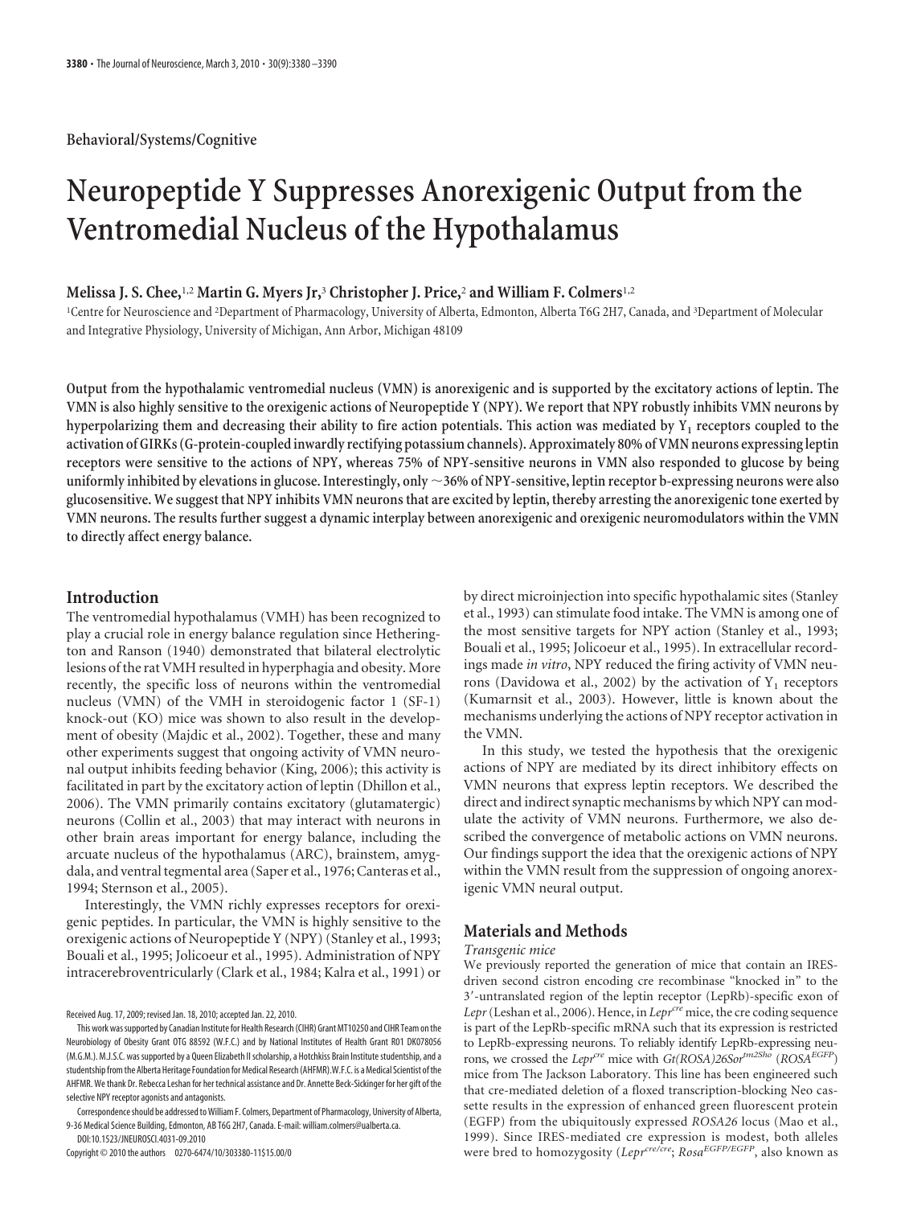Behavioral/Systems/Cognitive

# Neuropeptide Y Suppresses Anorexigenic Output from the Ventromedial Nucleus of the Hypothalamus

**Melissa J. S. Chee,[1,2] Martin G. Myers Jr,[3] Christopher J. Price,[2] and William F. Colmers[1,2]**

[1]Centre for Neuroscience and [2]Department of Pharmacology, University of Alberta, Edmonton, Alberta T6G 2H7, Canada, and [3]Department of Molecular and Integrative Physiology, University of Michigan, Ann Arbor, Michigan 48109

**Output from the hypothalamic ventromedial nucleus (VMN) is anorexigenic and is supported by the excitatory actions of leptin. The VMN is also highly sensitive to the orexigenic actions of Neuropeptide Y (NPY). We report that NPY robustly inhibits VMN neurons by hyperpolarizing them and decreasing their ability to fire action potentials. This action was mediated by $Y_1$ receptors coupled to the activation of GIRKs (G-protein-coupled inwardly rectifying potassium channels). Approximately 80% of VMN neurons expressing leptin receptors were sensitive to the actions of NPY, whereas 75% of NPY-sensitive neurons in VMN also responded to glucose by being uniformly inhibited by elevations in glucose. Interestingly, only ~36% of NPY-sensitive, leptin receptor b-expressing neurons were also glucosensitive. We suggest that NPY inhibits VMN neurons that are excited by leptin, thereby arresting the anorexigenic tone exerted by VMN neurons. The results further suggest a dynamic interplay between anorexigenic and orexigenic neuromodulators within the VMN to directly affect energy balance.**

## Introduction

The ventromedial hypothalamus (VMH) has been recognized to play a crucial role in energy balance regulation since Hetherington and Ranson (1940) demonstrated that bilateral electrolytic lesions of the rat VMH resulted in hyperphagia and obesity. More recently, the specific loss of neurons within the ventromedial nucleus (VMN) of the VMH in steroidogenic factor 1 (SF-1) knock-out (KO) mice was shown to also result in the development of obesity (Majdic et al., 2002). Together, these and many other experiments suggest that ongoing activity of VMN neuronal output inhibits feeding behavior (King, 2006); this activity is facilitated in part by the excitatory action of leptin (Dhillon et al., 2006). The VMN primarily contains excitatory (glutamatergic) neurons (Collin et al., 2003) that may interact with neurons in other brain areas important for energy balance, including the arcuate nucleus of the hypothalamus (ARC), brainstem, amygdala, and ventral tegmental area (Saper et al., 1976; Canteras et al., 1994; Sternson et al., 2005).

Interestingly, the VMN richly expresses receptors for orexigenic peptides. In particular, the VMN is highly sensitive to the orexigenic actions of Neuropeptide Y (NPY) (Stanley et al., 1993; Bouali et al., 1995; Jolicoeur et al., 1995). Administration of NPY intracerebroventricularly (Clark et al., 1984; Kalra et al., 1991) or by direct microinjection into specific hypothalamic sites (Stanley et al., 1993) can stimulate food intake. The VMN is among one of the most sensitive targets for NPY action (Stanley et al., 1993; Bouali et al., 1995; Jolicoeur et al., 1995). In extracellular recordings made *in vitro*, NPY reduced the firing activity of VMN neurons (Davidowa et al., 2002) by the activation of $Y_1$ receptors (Kumarnsit et al., 2003). However, little is known about the mechanisms underlying the actions of NPY receptor activation in the VMN.

In this study, we tested the hypothesis that the orexigenic actions of NPY are mediated by its direct inhibitory effects on VMN neurons that express leptin receptors. We described the direct and indirect synaptic mechanisms by which NPY can modulate the activity of VMN neurons. Furthermore, we also described the convergence of metabolic actions on VMN neurons. Our findings support the idea that the orexigenic actions of NPY within the VMN result from the suppression of ongoing anorexigenic VMN neural output.

## Materials and Methods

### *Transgenic mice*

We previously reported the generation of mice that contain an IRES-driven second cistron encoding cre recombinase "knocked in" to the 3′-untranslated region of the leptin receptor (LepRb)-specific exon of *Lepr* (Leshan et al., 2006). Hence, in *Lepr*$^{cre}$ mice, the cre coding sequence is part of the LepRb-specific mRNA such that its expression is restricted to LepRb-expressing neurons. To reliably identify LepRb-expressing neurons, we crossed the *Lepr*$^{cre}$ mice with *Gt(ROSA)26Sor*$^{tm2Sho}$ (*ROSA*$^{EGFP}$) mice from The Jackson Laboratory. This line has been engineered such that cre-mediated deletion of a floxed transcription-blocking Neo cassette results in the expression of enhanced green fluorescent protein (EGFP) from the ubiquitously expressed *ROSA26* locus (Mao et al., 1999). Since IRES-mediated cre expression is modest, both alleles were bred to homozygosity (*Lepr*$^{cre/cre}$; *Rosa*$^{EGFP/EGFP}$, also known as

Received Aug. 17, 2009; revised Jan. 18, 2010; accepted Jan. 22, 2010.

This work was supported by Canadian Institute for Health Research (CIHR) Grant MT10250 and CIHR Team on the Neurobiology of Obesity Grant OTG 88592 (W.F.C.) and by National Institutes of Health Grant R01 DK078056 (M.G.M.). M.J.S.C. was supported by a Queen Elizabeth II scholarship, a Hotchkiss Brain Institute studentship, and a studentship from the Alberta Heritage Foundation for Medical Research (AHFMR). W.F.C. is a Medical Scientist of the AHFMR. We thank Dr. Rebecca Leshan for her technical assistance and Dr. Annette Beck-Sickinger for her gift of the selective NPY receptor agonists and antagonists.

Correspondence should be addressed to William F. Colmers, Department of Pharmacology, University of Alberta, 9-36 Medical Science Building, Edmonton, AB T6G 2H7, Canada. E-mail: william.colmers@ualberta.ca.

DOI:10.1523/JNEUROSCI.4031-09.2010

Copyright © 2010 the authors 0270-6474/10/303380-11$15.00/0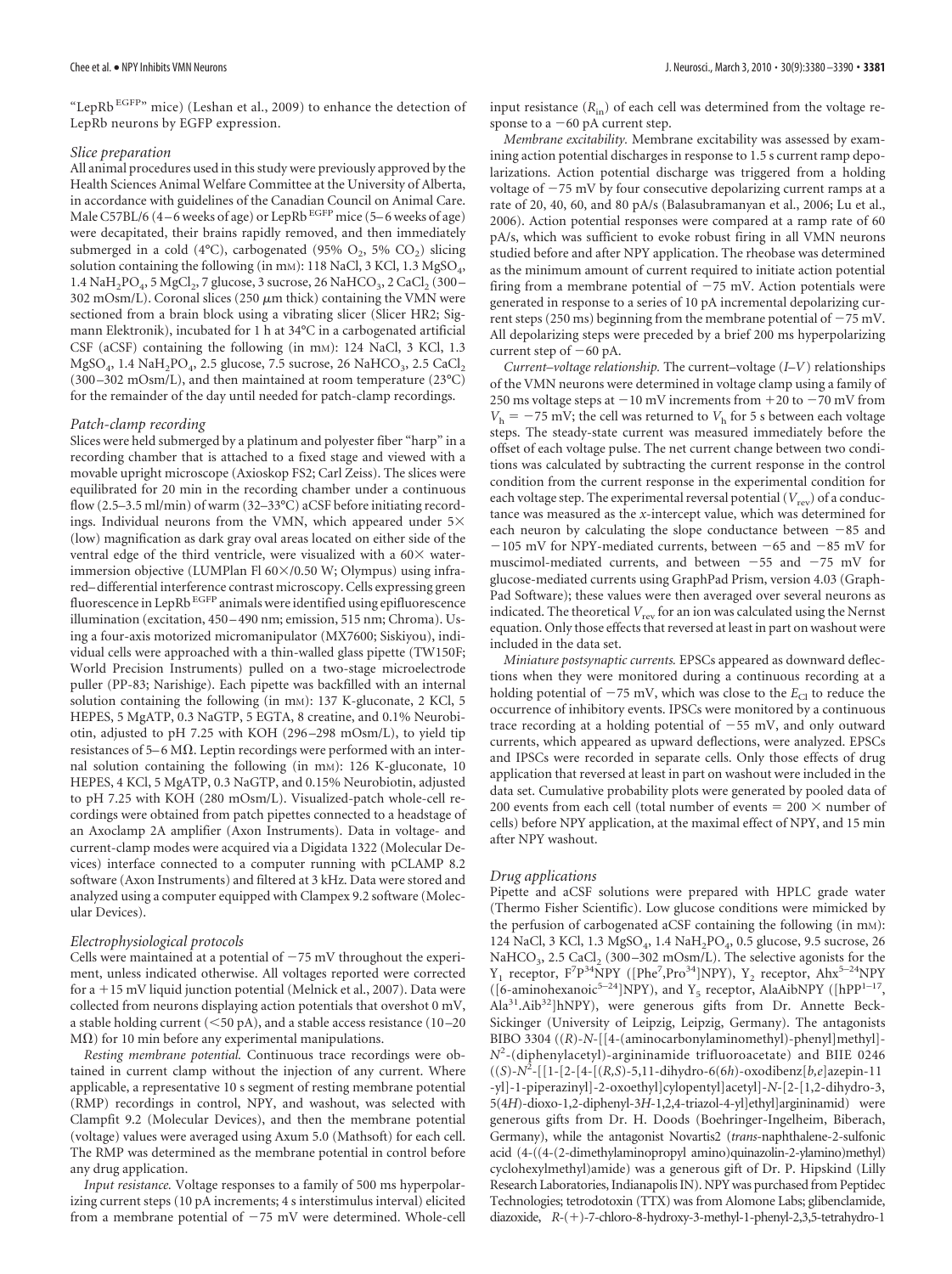"LepRb$^{EGFP}$" mice) (Leshan et al., 2009) to enhance the detection of LepRb neurons by EGFP expression.

### Slice preparation

All animal procedures used in this study were previously approved by the Health Sciences Animal Welfare Committee at the University of Alberta, in accordance with guidelines of the Canadian Council on Animal Care. Male C57BL/6 (4–6 weeks of age) or LepRb$^{EGFP}$ mice (5–6 weeks of age) were decapitated, their brains rapidly removed, and then immediately submerged in a cold (4°C), carbogenated (95% $O_2$, 5% $CO_2$) slicing solution containing the following (in mM): 118 NaCl, 3 KCl, 1.3 $MgSO_4$, 1.4 $NaH_2PO_4$, 5 $MgCl_2$, 7 glucose, 3 sucrose, 26 $NaHCO_3$, 2 $CaCl_2$ (300–302 mOsm/L). Coronal slices (250 μm thick) containing the VMN were sectioned from a brain block using a vibrating slicer (Slicer HR2; Sigmann Elektronik), incubated for 1 h at 34°C in a carbogenated artificial CSF (aCSF) containing the following (in mM): 124 NaCl, 3 KCl, 1.3 $MgSO_4$, 1.4 $NaH_2PO_4$, 2.5 glucose, 7.5 sucrose, 26 $NaHCO_3$, 2.5 $CaCl_2$ (300–302 mOsm/L), and then maintained at room temperature (23°C) for the remainder of the day until needed for patch-clamp recordings.

### Patch-clamp recording

Slices were held submerged by a platinum and polyester fiber "harp" in a recording chamber that is attached to a fixed stage and viewed with a movable upright microscope (Axioskop FS2; Carl Zeiss). The slices were equilibrated for 20 min in the recording chamber under a continuous flow (2.5–3.5 ml/min) of warm (32–33°C) aCSF before initiating recordings. Individual neurons from the VMN, which appeared under 5× (low) magnification as dark gray oval areas located on either side of the ventral edge of the third ventricle, were visualized with a 60× water-immersion objective (LUMPlan Fl 60×/0.50 W; Olympus) using infrared–differential interference contrast microscopy. Cells expressing green fluorescence in LepRb$^{EGFP}$ animals were identified using epifluorescence illumination (excitation, 450–490 nm; emission, 515 nm; Chroma). Using a four-axis motorized micromanipulator (MX7600; Siskiyou), individual cells were approached with a thin-walled glass pipette (TW150F; World Precision Instruments) pulled on a two-stage microelectrode puller (PP-83; Narishige). Each pipette was backfilled with an internal solution containing the following (in mM): 137 K-gluconate, 2 KCl, 5 HEPES, 5 MgATP, 0.3 NaGTP, 5 EGTA, 8 creatine, and 0.1% Neurobiotin, adjusted to pH 7.25 with KOH (296–298 mOsm/L), to yield tip resistances of 5–6 MΩ. Leptin recordings were performed with an internal solution containing the following (in mM): 126 K-gluconate, 10 HEPES, 4 KCl, 5 MgATP, 0.3 NaGTP, and 0.15% Neurobiotin, adjusted to pH 7.25 with KOH (280 mOsm/L). Visualized-patch whole-cell recordings were obtained from patch pipettes connected to a headstage of an Axoclamp 2A amplifier (Axon Instruments). Data in voltage- and current-clamp modes were acquired via a Digidata 1322 (Molecular Devices) interface connected to a computer running with pCLAMP 8.2 software (Axon Instruments) and filtered at 3 kHz. Data were stored and analyzed using a computer equipped with Clampex 9.2 software (Molecular Devices).

### Electrophysiological protocols

Cells were maintained at a potential of −75 mV throughout the experiment, unless indicated otherwise. All voltages reported were corrected for a +15 mV liquid junction potential (Melnick et al., 2007). Data were collected from neurons displaying action potentials that overshot 0 mV, a stable holding current (<50 pA), and a stable access resistance (10–20 MΩ) for 10 min before any experimental manipulations.

*Resting membrane potential.* Continuous trace recordings were obtained in current clamp without the injection of any current. Where applicable, a representative 10 s segment of resting membrane potential (RMP) recordings in control, NPY, and washout, was selected with Clampfit 9.2 (Molecular Devices), and then the membrane potential (voltage) values were averaged using Axum 5.0 (Mathsoft) for each cell. The RMP was determined as the membrane potential in control before any drug application.

*Input resistance.* Voltage responses to a family of 500 ms hyperpolarizing current steps (10 pA increments; 4 s interstimulus interval) elicited from a membrane potential of −75 mV were determined. Whole-cell input resistance ($R_{in}$) of each cell was determined from the voltage response to a −60 pA current step.

*Membrane excitability.* Membrane excitability was assessed by examining action potential discharges in response to 1.5 s current ramp depolarizations. Action potential discharge was triggered from a holding voltage of −75 mV by four consecutive depolarizing current ramps at a rate of 20, 40, 60, and 80 pA/s (Balasubramanyan et al., 2006; Lu et al., 2006). Action potential responses were compared at a ramp rate of 60 pA/s, which was sufficient to evoke robust firing in all VMN neurons studied before and after NPY application. The rheobase was determined as the minimum amount of current required to initiate action potential firing from a membrane potential of −75 mV. Action potentials were generated in response to a series of 10 pA incremental depolarizing current steps (250 ms) beginning from the membrane potential of −75 mV. All depolarizing steps were preceded by a brief 200 ms hyperpolarizing current step of −60 pA.

*Current–voltage relationship.* The current–voltage (*I–V*) relationships of the VMN neurons were determined in voltage clamp using a family of 250 ms voltage steps at −10 mV increments from +20 to −70 mV from $V_h$ = −75 mV; the cell was returned to $V_h$ for 5 s between each voltage steps. The steady-state current was measured immediately before the offset of each voltage pulse. The net current change between two conditions was calculated by subtracting the current response in the control condition from the current response in the experimental condition for each voltage step. The experimental reversal potential ($V_{rev}$) of a conductance was measured as the *x*-intercept value, which was determined for each neuron by calculating the slope conductance between −85 and −105 mV for NPY-mediated currents, between −65 and −85 mV for muscimol-mediated currents, and between −55 and −75 mV for glucose-mediated currents using GraphPad Prism, version 4.03 (GraphPad Software); these values were then averaged over several neurons as indicated. The theoretical $V_{rev}$ for an ion was calculated using the Nernst equation. Only those effects that reversed at least in part on washout were included in the data set.

*Miniature postsynaptic currents.* EPSCs appeared as downward deflections when they were monitored during a continuous recording at a holding potential of −75 mV, which was close to the $E_{Cl}$ to reduce the occurrence of inhibitory events. IPSCs were monitored by a continuous trace recording at a holding potential of −55 mV, and only outward currents, which appeared as upward deflections, were analyzed. EPSCs and IPSCs were recorded in separate cells. Only those effects of drug application that reversed at least in part on washout were included in the data set. Cumulative probability plots were generated by pooled data of 200 events from each cell (total number of events = 200 × number of cells) before NPY application, at the maximal effect of NPY, and 15 min after NPY washout.

### Drug applications

Pipette and aCSF solutions were prepared with HPLC grade water (Thermo Fisher Scientific). Low glucose conditions were mimicked by the perfusion of carbogenated aCSF containing the following (in mM): 124 NaCl, 3 KCl, 1.3 $MgSO_4$, 1.4 $NaH_2PO_4$, 0.5 glucose, 9.5 sucrose, 26 $NaHCO_3$, 2.5 $CaCl_2$ (300–302 mOsm/L). The selective agonists for the $Y_1$ receptor, F$^7$P$^{34}$NPY ([Phe$^7$,Pro$^{34}$]NPY), $Y_2$ receptor, Ahx$^{5-24}$NPY ([6-aminohexanoic$^{5-24}$]NPY), and $Y_5$ receptor, AlaAibNPY ([hPP$^{1-17}$, Ala$^{31}$.Aib$^{32}$]hNPY), were generous gifts from Dr. Annette Beck-Sickinger (University of Leipzig, Leipzig, Germany). The antagonists BIBO 3304 ((*R*)-*N*-[[4-(aminocarbonylaminomethyl)-phenyl]methyl]-$N^2$-(diphenylacetyl)-argininamide trifluoroacetate) and BIIE 0246 ((*S*)-$N^2$-[[1-[2-[4-[(*R*,*S*)-5,11-dihydro-6(6*h*)-oxodibenz[*b*,*e*]azepin-11-yl]-1-piperazinyl]-2-oxoethyl]cylopentyl]acetyl]-*N*-[2-[1,2-dihydro-3,5(4*H*)-dioxo-1,2-diphenyl-3*H*-1,2,4-triazol-4-yl]ethyl]argininamid) were generous gifts from Dr. H. Doods (Boehringer-Ingelheim, Biberach, Germany), while the antagonist Novartis2 (*trans*-naphthalene-2-sulfonic acid (4-((4-(2-dimethylaminopropyl amino)quinazolin-2-ylamino)methyl) cyclohexylmethyl)amide) was a generous gift of Dr. P. Hipskind (Lilly Research Laboratories, Indianapolis IN). NPY was purchased from Peptidec Technologies; tetrodotoxin (TTX) was from Alomone Labs; glibenclamide, diazoxide, *R*-(+)-7-chloro-8-hydroxy-3-methyl-1-phenyl-2,3,5-tetrahydro-1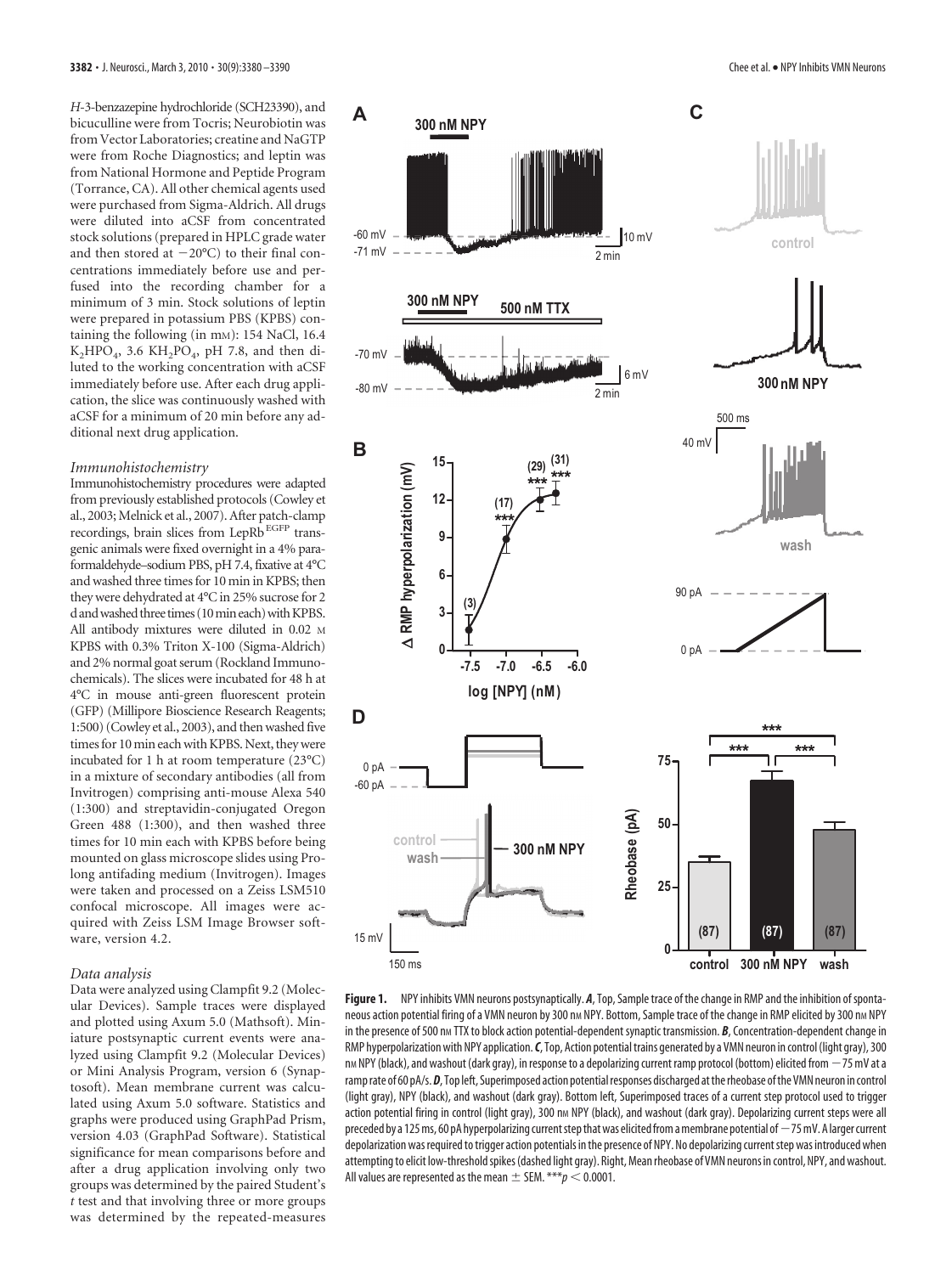*H*-3-benzazepine hydrochloride (SCH23390), and bicuculline were from Tocris; Neurobiotin was from Vector Laboratories; creatine and NaGTP were from Roche Diagnostics; and leptin was from National Hormone and Peptide Program (Torrance, CA). All other chemical agents used were purchased from Sigma-Aldrich. All drugs were diluted into aCSF from concentrated stock solutions (prepared in HPLC grade water and then stored at −20°C) to their final concentrations immediately before use and perfused into the recording chamber for a minimum of 3 min. Stock solutions of leptin were prepared in potassium PBS (KPBS) containing the following (in mM): 154 NaCl, 16.4 $K_2HPO_4$, 3.6 $KH_2PO_4$, pH 7.8, and then diluted to the working concentration with aCSF immediately before use. After each drug application, the slice was continuously washed with aCSF for a minimum of 20 min before any additional next drug application.

### Immunohistochemistry

Immunohistochemistry procedures were adapted from previously established protocols (Cowley et al., 2003; Melnick et al., 2007). After patch-clamp recordings, brain slices from LepRb$^{EGFP}$ transgenic animals were fixed overnight in a 4% paraformaldehyde–sodium PBS, pH 7.4, fixative at 4°C and washed three times for 10 min in KPBS; then they were dehydrated at 4°C in 25% sucrose for 2 d and washed three times (10 min each) with KPBS. All antibody mixtures were diluted in 0.02 M KPBS with 0.3% Triton X-100 (Sigma-Aldrich) and 2% normal goat serum (Rockland Immunochemicals). The slices were incubated for 48 h at 4°C in mouse anti-green fluorescent protein (GFP) (Millipore Bioscience Research Reagents; 1:500) (Cowley et al., 2003), and then washed five times for 10 min each with KPBS. Next, they were incubated for 1 h at room temperature (23°C) in a mixture of secondary antibodies (all from Invitrogen) comprising anti-mouse Alexa 540 (1:300) and streptavidin-conjugated Oregon Green 488 (1:300), and then washed three times for 10 min each with KPBS before being mounted on glass microscope slides using Prolong antifading medium (Invitrogen). Images were taken and processed on a Zeiss LSM510 confocal microscope. All images were acquired with Zeiss LSM Image Browser software, version 4.2.

### Data analysis

Data were analyzed using Clampfit 9.2 (Molecular Devices). Sample traces were displayed and plotted using Axum 5.0 (Mathsoft). Miniature postsynaptic current events were analyzed using Clampfit 9.2 (Molecular Devices) or Mini Analysis Program, version 6 (Synaptosoft). Mean membrane current was calculated using Axum 5.0 software. Statistics and graphs were produced using GraphPad Prism, version 4.03 (GraphPad Software). Statistical significance for mean comparisons before and after a drug application involving only two groups was determined by the paired Student's *t* test and that involving three or more groups was determined by the repeated-measures

**Figure 1.** NPY inhibits VMN neurons postsynaptically. ***A***, Top, Sample trace of the change in RMP and the inhibition of spontaneous action potential firing of a VMN neuron by 300 nM NPY. Bottom, Sample trace of the change in RMP elicited by 300 nM NPY in the presence of 500 nM TTX to block action potential-dependent synaptic transmission. ***B***, Concentration-dependent change in RMP hyperpolarization with NPY application. ***C***, Top, Action potential trains generated by a VMN neuron in control (light gray), 300 nM NPY (black), and washout (dark gray), in response to a depolarizing current ramp protocol (bottom) elicited from −75 mV at a ramp rate of 60 pA/s. ***D***, Top left, Superimposed action potential responses discharged at the rheobase of the VMN neuron in control (light gray), NPY (black), and washout (dark gray). Bottom left, Superimposed traces of a current step protocol used to trigger action potential firing in control (light gray), 300 nM NPY (black), and washout (dark gray). Depolarizing current steps were all preceded by a 125 ms, 60 pA hyperpolarizing current step that was elicited from a membrane potential of −75 mV. A larger current depolarization was required to trigger action potentials in the presence of NPY. No depolarizing current step was introduced when attempting to elicit low-threshold spikes (dashed light gray). Right, Mean rheobase of VMN neurons in control, NPY, and washout. All values are represented as the mean ± SEM. ***$p < 0.0001$.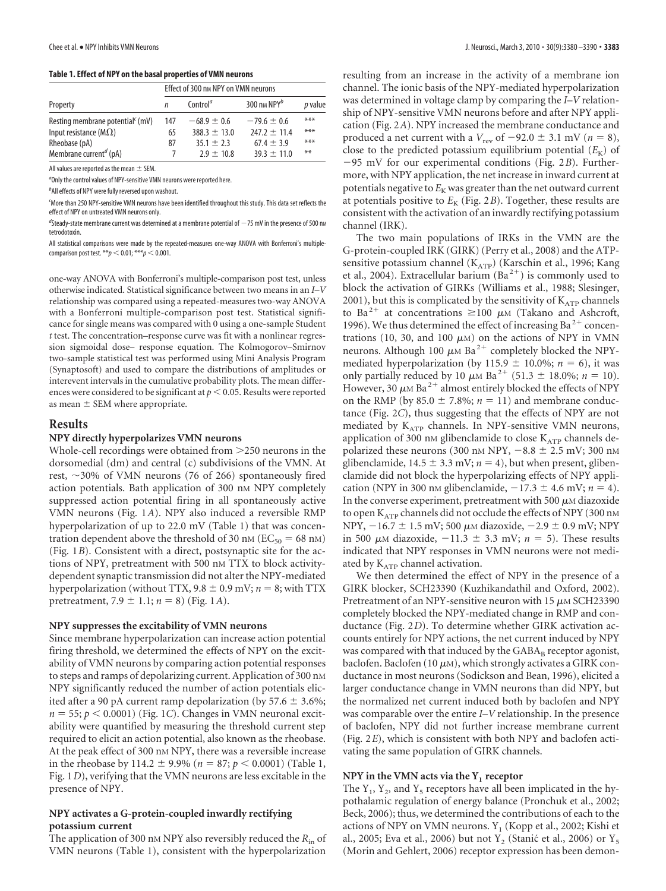**Table 1. Effect of NPY on the basal properties of VMN neurons**

| Property | Effect of 300 nM NPY on VMN neurons | | | |
|---|---|---|---|---|
| | $n$ | Control[a] | 300 nM NPY[b] | $p$ value |
| Resting membrane potential[c] (mV) | 147 | $-68.9 \pm 0.6$ | $-79.6 \pm 0.6$ | *** |
| Input resistance (MΩ) | 65 | $388.3 \pm 13.0$ | $247.2 \pm 11.4$ | *** |
| Rheobase (pA) | 87 | $35.1 \pm 2.3$ | $67.4 \pm 3.9$ | *** |
| Membrane current[d] (pA) | 7 | $2.9 \pm 10.8$ | $39.3 \pm 11.0$ | ** |

All values are reported as the mean ± SEM.

[a]Only the control values of NPY-sensitive VMN neurons were reported here.

[b]All effects of NPY were fully reversed upon washout.

[c]More than 250 NPY-sensitive VMN neurons have been identified throughout this study. This data set reflects the effect of NPY on untreated VMN neurons only.

[d]Steady-state membrane current was determined at a membrane potential of −75 mV in the presence of 500 nM tetrodotoxin.

All statistical comparisons were made by the repeated-measures one-way ANOVA with Bonferroni's multiple-comparison post test. $^{**}p < 0.01$; $^{***}p < 0.001$.

one-way ANOVA with Bonferroni's multiple-comparison post test, unless otherwise indicated. Statistical significance between two means in an $I$–$V$ relationship was compared using a repeated-measures two-way ANOVA with a Bonferroni multiple-comparison post test. Statistical significance for single means was compared with 0 using a one-sample Student $t$ test. The concentration–response curve was fit with a nonlinear regression sigmoidal dose– response equation. The Kolmogorov–Smirnov two-sample statistical test was performed using Mini Analysis Program (Synaptosoft) and used to compare the distributions of amplitudes or interevent intervals in the cumulative probability plots. The mean differences were considered to be significant at $p < 0.05$. Results were reported as mean ± SEM where appropriate.

## Results

### NPY directly hyperpolarizes VMN neurons

Whole-cell recordings were obtained from >250 neurons in the dorsomedial (dm) and central (c) subdivisions of the VMN. At rest, ~30% of VMN neurons (76 of 266) spontaneously fired action potentials. Bath application of 300 nM NPY completely suppressed action potential firing in all spontaneously active VMN neurons (Fig. 1$A$). NPY also induced a reversible RMP hyperpolarization of up to 22.0 mV (Table 1) that was concentration dependent above the threshold of 30 nM ($EC_{50}$ = 68 nM) (Fig. 1$B$). Consistent with a direct, postsynaptic site for the actions of NPY, pretreatment with 500 nM TTX to block activity-dependent synaptic transmission did not alter the NPY-mediated hyperpolarization (without TTX, 9.8 ± 0.9 mV; $n$ = 8; with TTX pretreatment, 7.9 ± 1.1; $n$ = 8) (Fig. 1$A$).

### NPY suppresses the excitability of VMN neurons

Since membrane hyperpolarization can increase action potential firing threshold, we determined the effects of NPY on the excitability of VMN neurons by comparing action potential responses to steps and ramps of depolarizing current. Application of 300 nM NPY significantly reduced the number of action potentials elicited after a 90 pA current ramp depolarization (by 57.6 ± 3.6%; $n$ = 55; $p < 0.0001$) (Fig. 1$C$). Changes in VMN neuronal excitability were quantified by measuring the threshold current step required to elicit an action potential, also known as the rheobase. At the peak effect of 300 nM NPY, there was a reversible increase in the rheobase by 114.2 ± 9.9% ($n$ = 87; $p < 0.0001$) (Table 1, Fig. 1$D$), verifying that the VMN neurons are less excitable in the presence of NPY.

### NPY activates a G-protein-coupled inwardly rectifying potassium current

The application of 300 nM NPY also reversibly reduced the $R_{in}$ of VMN neurons (Table 1), consistent with the hyperpolarization resulting from an increase in the activity of a membrane ion channel. The ionic basis of the NPY-mediated hyperpolarization was determined in voltage clamp by comparing the $I$–$V$ relationship of NPY-sensitive VMN neurons before and after NPY application (Fig. 2$A$). NPY increased the membrane conductance and produced a net current with a $V_{rev}$ of −92.0 ± 3.1 mV ($n$ = 8), close to the predicted potassium equilibrium potential ($E_K$) of −95 mV for our experimental conditions (Fig. 2$B$). Furthermore, with NPY application, the net increase in inward current at potentials negative to $E_K$ was greater than the net outward current at potentials positive to $E_K$ (Fig. 2$B$). Together, these results are consistent with the activation of an inwardly rectifying potassium channel (IRK).

The two main populations of IRKs in the VMN are the G-protein-coupled IRK (GIRK) (Perry et al., 2008) and the ATP-sensitive potassium channel ($K_{ATP}$) (Karschin et al., 1996; Kang et al., 2004). Extracellular barium ($Ba^{2+}$) is commonly used to block the activation of GIRKs (Williams et al., 1988; Slesinger, 2001), but this is complicated by the sensitivity of $K_{ATP}$ channels to $Ba^{2+}$ at concentrations ≥100 μM (Takano and Ashcroft, 1996). We thus determined the effect of increasing $Ba^{2+}$ concentrations (10, 30, and 100 μM) on the actions of NPY in VMN neurons. Although 100 μM $Ba^{2+}$ completely blocked the NPY-mediated hyperpolarization (by 115.9 ± 10.0%; $n$ = 6), it was only partially reduced by 10 μM $Ba^{2+}$ (51.3 ± 18.0%; $n$ = 10). However, 30 μM $Ba^{2+}$ almost entirely blocked the effects of NPY on the RMP (by 85.0 ± 7.8%; $n$ = 11) and membrane conductance (Fig. 2$C$), thus suggesting that the effects of NPY are not mediated by $K_{ATP}$ channels. In NPY-sensitive VMN neurons, application of 300 nM glibenclamide to close $K_{ATP}$ channels depolarized these neurons (300 nM NPY, −8.8 ± 2.5 mV; 300 nM glibenclamide, 14.5 ± 3.3 mV; $n$ = 4), but when present, glibenclamide did not block the hyperpolarizing effects of NPY application (NPY in 300 nM glibenclamide, −17.3 ± 4.6 mV; $n$ = 4). In the converse experiment, pretreatment with 500 μM diazoxide to open $K_{ATP}$ channels did not occlude the effects of NPY (300 nM NPY, −16.7 ± 1.5 mV; 500 μM diazoxide, −2.9 ± 0.9 mV; NPY in 500 μM diazoxide, −11.3 ± 3.3 mV; $n$ = 5). These results indicated that NPY responses in VMN neurons were not mediated by $K_{ATP}$ channel activation.

We then determined the effect of NPY in the presence of a GIRK blocker, SCH23390 (Kuzhikandathil and Oxford, 2002). Pretreatment of an NPY-sensitive neuron with 15 μM SCH23390 completely blocked the NPY-mediated change in RMP and conductance (Fig. 2$D$). To determine whether GIRK activation accounts entirely for NPY actions, the net current induced by NPY was compared with that induced by the $GABA_B$ receptor agonist, baclofen. Baclofen (10 μM), which strongly activates a GIRK conductance in most neurons (Sodickson and Bean, 1996), elicited a larger conductance change in VMN neurons than did NPY, but the normalized net current induced both by baclofen and NPY was comparable over the entire $I$–$V$ relationship. In the presence of baclofen, NPY did not further increase membrane current (Fig. 2$E$), which is consistent with both NPY and baclofen activating the same population of GIRK channels.

### NPY in the VMN acts via the $Y_1$ receptor

The $Y_1$, $Y_2$, and $Y_5$ receptors have all been implicated in the hypothalamic regulation of energy balance (Pronchuk et al., 2002; Beck, 2006); thus, we determined the contributions of each to the actions of NPY on VMN neurons. $Y_1$ (Kopp et al., 2002; Kishi et al., 2005; Eva et al., 2006) but not $Y_2$ (Stanić et al., 2006) or $Y_5$ (Morin and Gehlert, 2006) receptor expression has been demon-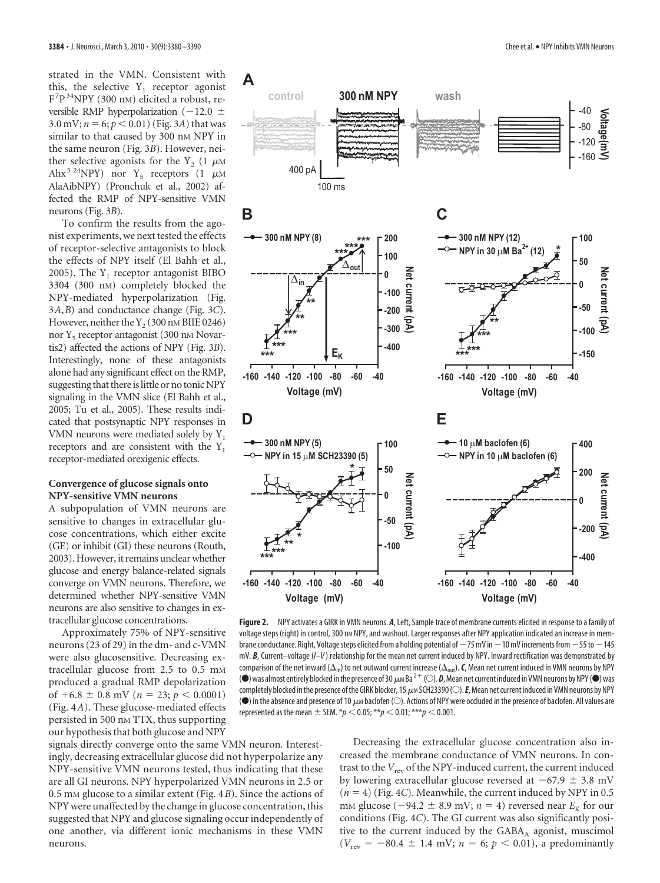strated in the VMN. Consistent with this, the selective $Y_1$ receptor agonist $F^7P^{34}$NPY (300 nM) elicited a robust, reversible RMP hyperpolarization (−12.0 ± 3.0 mV; $n = 6$; $p < 0.01$) (Fig. 3*A*) that was similar to that caused by 300 nM NPY in the same neuron (Fig. 3*B*). However, neither selective agonists for the $Y_2$ (1 μM $Ahx^{5-24}$NPY) nor $Y_5$ receptors (1 μM AlaAibNPY) (Pronchuk et al., 2002) affected the RMP of NPY-sensitive VMN neurons (Fig. 3*B*).

To confirm the results from the agonist experiments, we next tested the effects of receptor-selective antagonists to block the effects of NPY itself (El Bahh et al., 2005). The $Y_1$ receptor antagonist BIBO 3304 (300 nM) completely blocked the NPY-mediated hyperpolarization (Fig. 3*A*,*B*) and conductance change (Fig. 3*C*). However, neither the $Y_2$ (300 nM BIIE 0246) nor $Y_5$ receptor antagonist (300 nM Novartis2) affected the actions of NPY (Fig. 3*B*). Interestingly, none of these antagonists alone had any significant effect on the RMP, suggesting that there is little or no tonic NPY signaling in the VMN slice (El Bahh et al., 2005; Tu et al., 2005). These results indicated that postsynaptic NPY responses in VMN neurons were mediated solely by $Y_1$ receptors and are consistent with the $Y_1$ receptor-mediated orexigenic effects.

### Convergence of glucose signals onto NPY-sensitive VMN neurons

A subpopulation of VMN neurons are sensitive to changes in extracellular glucose concentrations, which either excite (GE) or inhibit (GI) these neurons (Routh, 2003). However, it remains unclear whether glucose and energy balance-related signals converge on VMN neurons. Therefore, we determined whether NPY-sensitive VMN neurons are also sensitive to changes in extracellular glucose concentrations.

Approximately 75% of NPY-sensitive neurons (23 of 29) in the dm- and c-VMN were also glucosensitive. Decreasing extracellular glucose from 2.5 to 0.5 mM produced a gradual RMP depolarization of +6.8 ± 0.8 mV ($n = 23$; $p < 0.0001$) (Fig. 4*A*). These glucose-mediated effects persisted in 500 nM TTX, thus supporting our hypothesis that both glucose and NPY signals directly converge onto the same VMN neuron. Interestingly, decreasing extracellular glucose did not hyperpolarize any NPY-sensitive VMN neurons tested, thus indicating that these are all GI neurons. NPY hyperpolarized VMN neurons in 2.5 or 0.5 mM glucose to a similar extent (Fig. 4*B*). Since the actions of NPY were unaffected by the change in glucose concentration, this suggested that NPY and glucose signaling occur independently of one another, via different ionic mechanisms in these VMN neurons.

**Figure 2.** NPY activates a GIRK in VMN neurons. ***A***, Left, Sample trace of membrane currents elicited in response to a family of voltage steps (right) in control, 300 nM NPY, and washout. Larger responses after NPY application indicated an increase in membrane conductance. Right, Voltage steps elicited from a holding potential of −75 mV in −10 mV increments from −55 to −145 mV. ***B***, Current–voltage (*I–V*) relationship for the mean net current induced by NPY. Inward rectification was demonstrated by comparison of the net inward ($\Delta_{in}$) to net outward current increase ($\Delta_{out}$). ***C***, Mean net current induced in VMN neurons by NPY (●) was almost entirely blocked in the presence of 30 μM $Ba^{2+}$ (○). ***D***, Mean net current induced in VMN neurons by NPY (●) was completely blocked in the presence of the GIRK blocker, 15 μM SCH23390 (○). ***E***, Mean net current induced in VMN neurons by NPY (●) in the absence and presence of 10 μM baclofen (○). Actions of NPY were occluded in the presence of baclofen. All values are represented as the mean ± SEM. \*$p < 0.05$; \*\*$p < 0.01$; \*\*\*$p < 0.001$.

Decreasing the extracellular glucose concentration also increased the membrane conductance of VMN neurons. In contrast to the $V_{rev}$ of the NPY-induced current, the current induced by lowering extracellular glucose reversed at −67.9 ± 3.8 mV ($n = 4$) (Fig. 4*C*). Meanwhile, the current induced by NPY in 0.5 mM glucose (−94.2 ± 8.9 mV; $n = 4$) reversed near $E_K$ for our conditions (Fig. 4*C*). The GI current was also significantly positive to the current induced by the $GABA_A$ agonist, muscimol ($V_{rev} = -80.4 \pm 1.4$ mV; $n = 6$; $p < 0.01$), a predominantly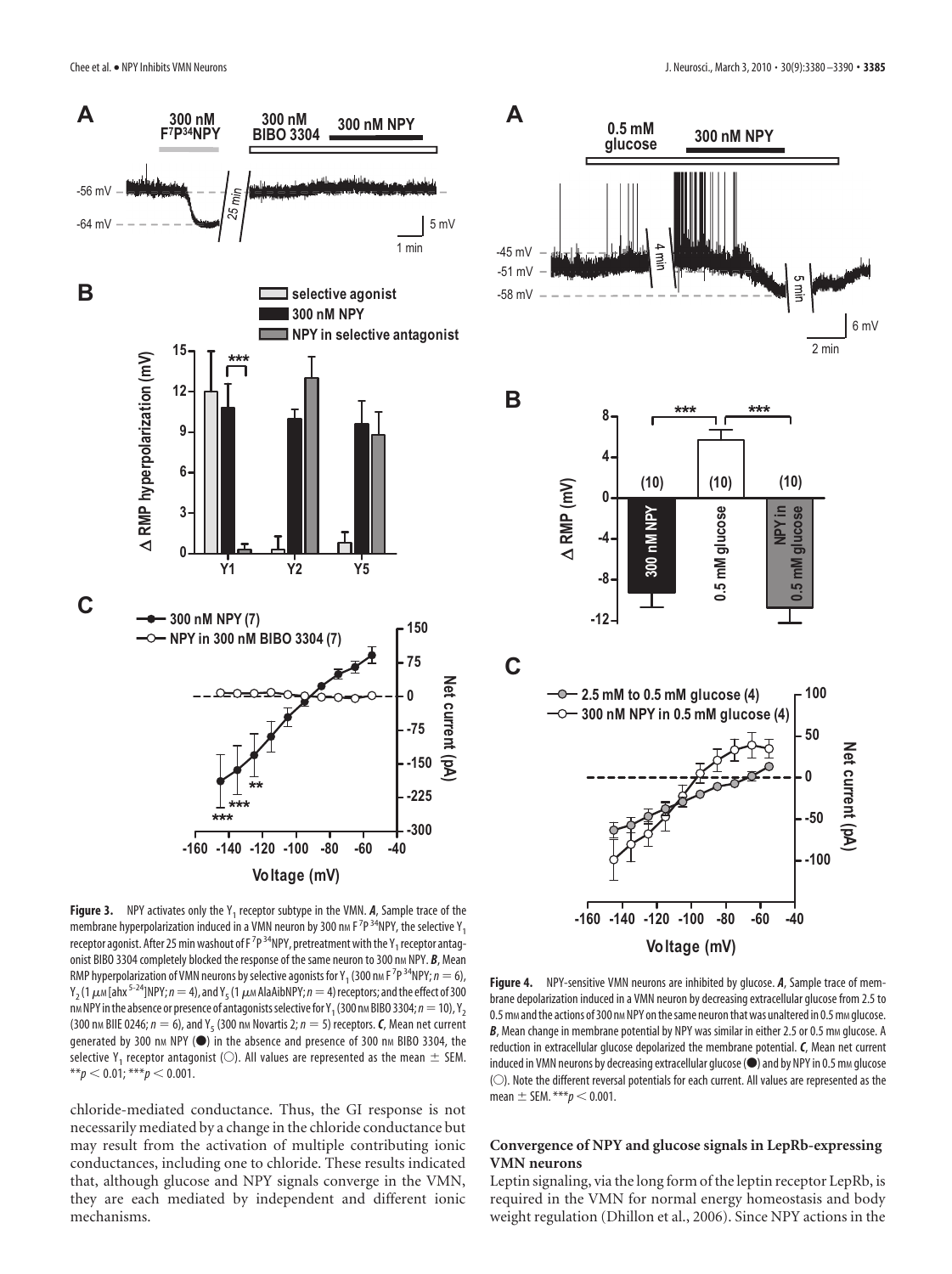**Figure 3.** NPY activates only the $Y_1$ receptor subtype in the VMN. ***A***, Sample trace of the membrane hyperpolarization induced in a VMN neuron by 300 nM $F^7P^{34}$NPY, the selective $Y_1$ receptor agonist. After 25 min washout of $F^7P^{34}$NPY, pretreatment with the $Y_1$ receptor antagonist BIBO 3304 completely blocked the response of the same neuron to 300 nM NPY. ***B***, Mean RMP hyperpolarization of VMN neurons by selective agonists for $Y_1$ (300 nM $F^7P^{34}$NPY; $n = 6$), $Y_2$ (1 $\mu$M [ahx$^{5-24}$]NPY; $n = 4$), and $Y_5$ (1 $\mu$M AlaAibNPY; $n = 4$) receptors; and the effect of 300 nM NPY in the absence or presence of antagonists selective for $Y_1$ (300 nM BIBO 3304; $n = 10$), $Y_2$ (300 nM BIIE 0246; $n = 6$), and $Y_5$ (300 nM Novartis 2; $n = 5$) receptors. ***C***, Mean net current generated by 300 nM NPY (●) in the absence and presence of 300 nM BIBO 3304, the selective $Y_1$ receptor antagonist (○). All values are represented as the mean ± SEM. $^{**}p < 0.01$; $^{***}p < 0.001$.

**Figure 4.** NPY-sensitive VMN neurons are inhibited by glucose. ***A***, Sample trace of membrane depolarization induced in a VMN neuron by decreasing extracellular glucose from 2.5 to 0.5 mM and the actions of 300 nM NPY on the same neuron that was unaltered in 0.5 mM glucose. ***B***, Mean change in membrane potential by NPY was similar in either 2.5 or 0.5 mM glucose. A reduction in extracellular glucose depolarized the membrane potential. ***C***, Mean net current induced in VMN neurons by decreasing extracellular glucose (●) and by NPY in 0.5 mM glucose (○). Note the different reversal potentials for each current. All values are represented as the mean ± SEM. $^{***}p < 0.001$.

chloride-mediated conductance. Thus, the GI response is not necessarily mediated by a change in the chloride conductance but may result from the activation of multiple contributing ionic conductances, including one to chloride. These results indicated that, although glucose and NPY signals converge in the VMN, they are each mediated by independent and different ionic mechanisms.

### Convergence of NPY and glucose signals in LepRb-expressing VMN neurons

Leptin signaling, via the long form of the leptin receptor LepRb, is required in the VMN for normal energy homeostasis and body weight regulation (Dhillon et al., 2006). Since NPY actions in the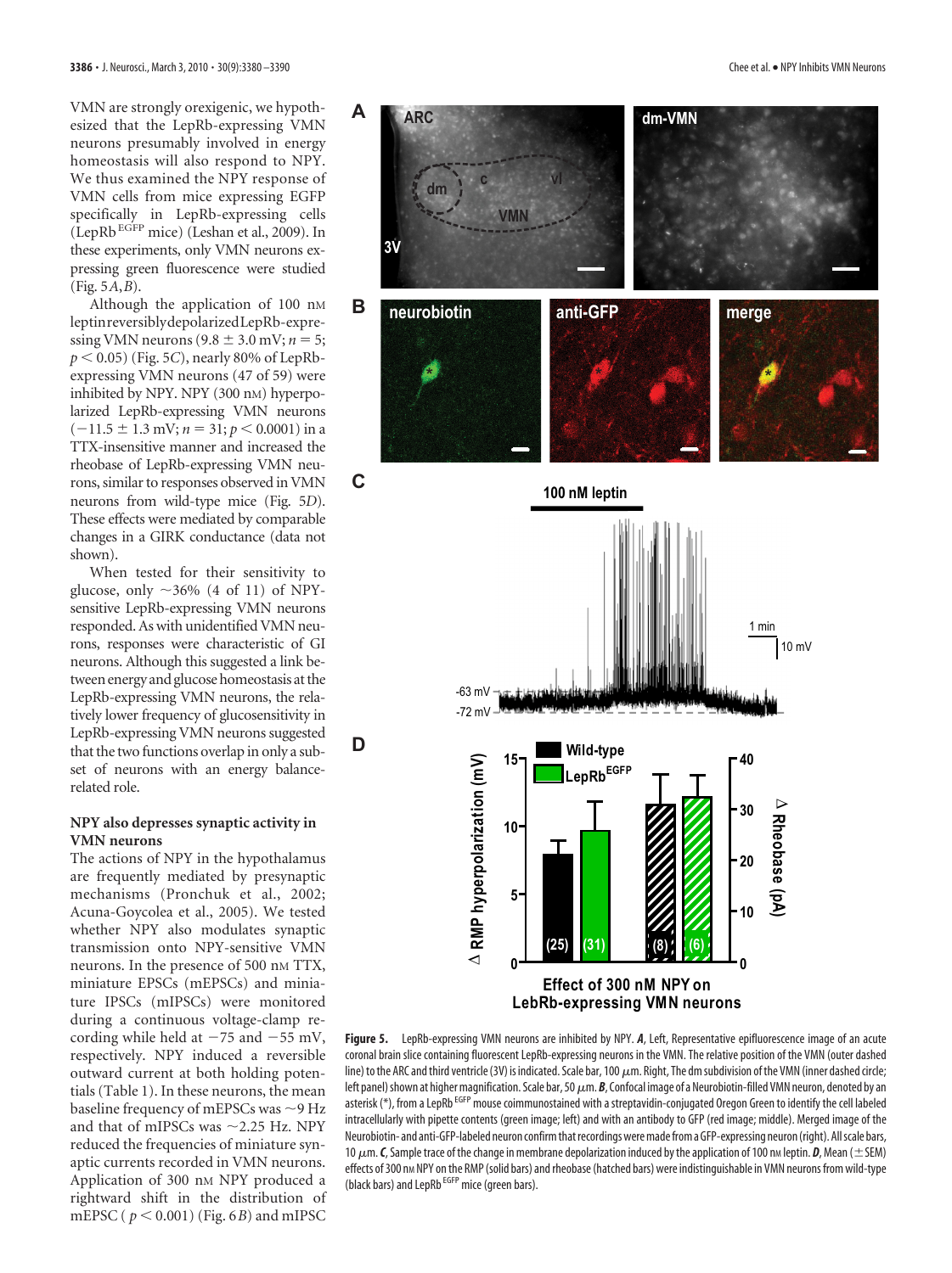VMN are strongly orexigenic, we hypothesized that the LepRb-expressing VMN neurons presumably involved in energy homeostasis will also respond to NPY. We thus examined the NPY response of VMN cells from mice expressing EGFP specifically in LepRb-expressing cells (LepRb$^{EGFP}$ mice) (Leshan et al., 2009). In these experiments, only VMN neurons expressing green fluorescence were studied (Fig. 5*A*,*B*).

Although the application of 100 nM leptin reversibly depolarized LepRb-expressing VMN neurons (9.8 ± 3.0 mV; $n = 5$; $p < 0.05$) (Fig. 5*C*), nearly 80% of LepRb-expressing VMN neurons (47 of 59) were inhibited by NPY. NPY (300 nM) hyperpolarized LepRb-expressing VMN neurons (−11.5 ± 1.3 mV; $n = 31$; $p < 0.0001$) in a TTX-insensitive manner and increased the rheobase of LepRb-expressing VMN neurons, similar to responses observed in VMN neurons from wild-type mice (Fig. 5*D*). These effects were mediated by comparable changes in a GIRK conductance (data not shown).

When tested for their sensitivity to glucose, only ~36% (4 of 11) of NPY-sensitive LepRb-expressing VMN neurons responded. As with unidentified VMN neurons, responses were characteristic of GI neurons. Although this suggested a link between energy and glucose homeostasis at the LepRb-expressing VMN neurons, the relatively lower frequency of glucosensitivity in LepRb-expressing VMN neurons suggested that the two functions overlap in only a subset of neurons with an energy balance-related role.

### NPY also depresses synaptic activity in VMN neurons

The actions of NPY in the hypothalamus are frequently mediated by presynaptic mechanisms (Pronchuk et al., 2002; Acuna-Goycolea et al., 2005). We tested whether NPY also modulates synaptic transmission onto NPY-sensitive VMN neurons. In the presence of 500 nM TTX, miniature EPSCs (mEPSCs) and miniature IPSCs (mIPSCs) were monitored during a continuous voltage-clamp recording while held at −75 and −55 mV, respectively. NPY induced a reversible outward current at both holding potentials (Table 1). In these neurons, the mean baseline frequency of mEPSCs was ~9 Hz and that of mIPSCs was ~2.25 Hz. NPY reduced the frequencies of miniature synaptic currents recorded in VMN neurons. Application of 300 nM NPY produced a rightward shift in the distribution of mEPSC ($p < 0.001$) (Fig. 6*B*) and mIPSC

**Figure 5.** LepRb-expressing VMN neurons are inhibited by NPY. ***A***, Left, Representative epifluorescence image of an acute coronal brain slice containing fluorescent LepRb-expressing neurons in the VMN. The relative position of the VMN (outer dashed line) to the ARC and third ventricle (3V) is indicated. Scale bar, 100 μm. Right, The dm subdivision of the VMN (inner dashed circle; left panel) shown at higher magnification. Scale bar, 50 μm. ***B***, Confocal image of a Neurobiotin-filled VMN neuron, denoted by an asterisk (*), from a LepRb$^{EGFP}$ mouse coimmunostained with a streptavidin-conjugated Oregon Green to identify the cell labeled intracellularly with pipette contents (green image; left) and with an antibody to GFP (red image; middle). Merged image of the Neurobiotin- and anti-GFP-labeled neuron confirm that recordings were made from a GFP-expressing neuron (right). All scale bars, 10 μm. ***C***, Sample trace of the change in membrane depolarization induced by the application of 100 nM leptin. ***D***, Mean (±SEM) effects of 300 nM NPY on the RMP (solid bars) and rheobase (hatched bars) were indistinguishable in VMN neurons from wild-type (black bars) and LepRb$^{EGFP}$ mice (green bars).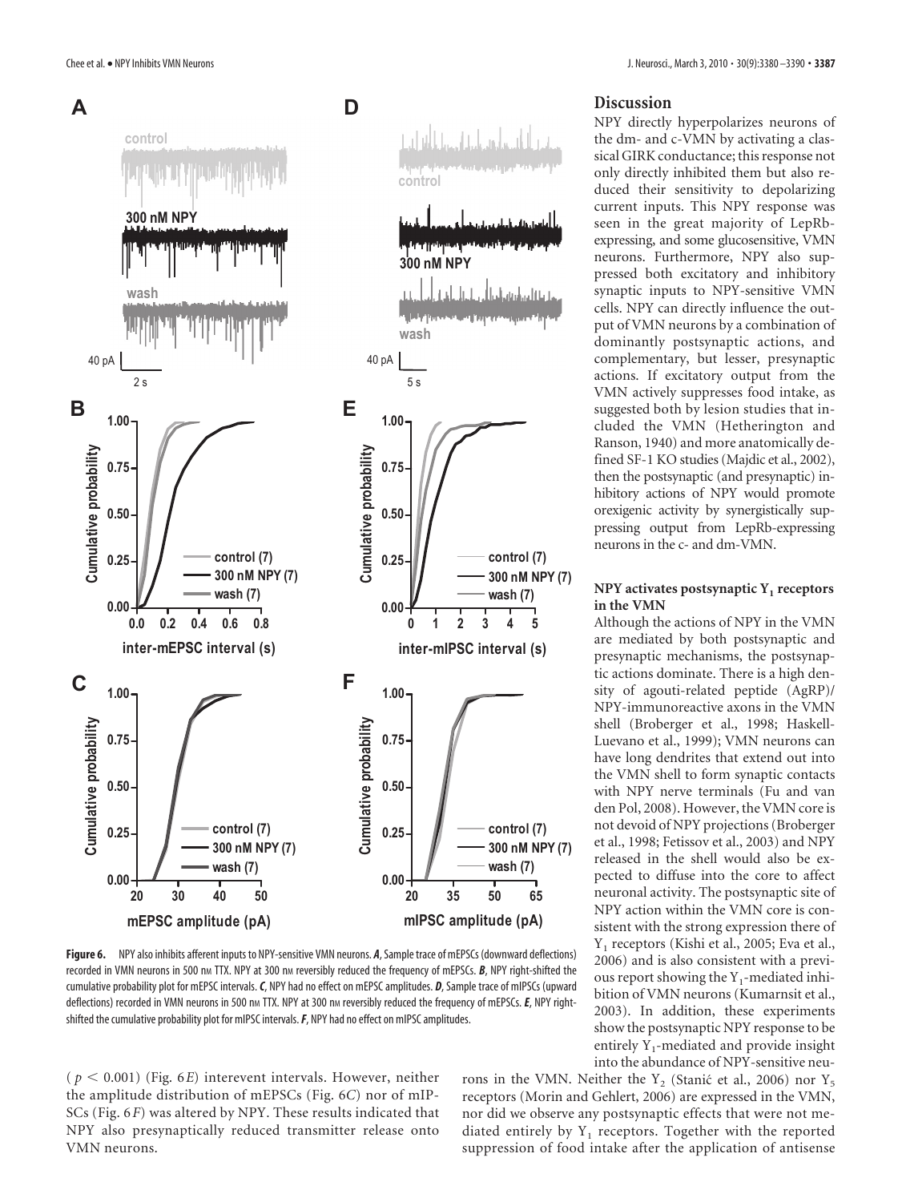**Figure 6.** NPY also inhibits afferent inputs to NPY-sensitive VMN neurons. ***A***, Sample trace of mEPSCs (downward deflections) recorded in VMN neurons in 500 nM TTX. NPY at 300 nM reversibly reduced the frequency of mEPSCs. ***B***, NPY right-shifted the cumulative probability plot for mEPSC intervals. ***C***, NPY had no effect on mEPSC amplitudes. ***D***, Sample trace of mIPSCs (upward deflections) recorded in VMN neurons in 500 nM TTX. NPY at 300 nM reversibly reduced the frequency of mEPSCs. ***E***, NPY right-shifted the cumulative probability plot for mIPSC intervals. ***F***, NPY had no effect on mIPSC amplitudes.

($p < 0.001$) (Fig. 6*E*) interevent intervals. However, neither the amplitude distribution of mEPSCs (Fig. 6*C*) nor of mIPSCs (Fig. 6*F*) was altered by NPY. These results indicated that NPY also presynaptically reduced transmitter release onto VMN neurons.

## Discussion

NPY directly hyperpolarizes neurons of the dm- and c-VMN by activating a classical GIRK conductance; this response not only directly inhibited them but also reduced their sensitivity to depolarizing current inputs. This NPY response was seen in the great majority of LepRb-expressing, and some glucosensitive, VMN neurons. Furthermore, NPY also suppressed both excitatory and inhibitory synaptic inputs to NPY-sensitive VMN cells. NPY can directly influence the output of VMN neurons by a combination of dominantly postsynaptic actions, and complementary, but lesser, presynaptic actions. If excitatory output from the VMN actively suppresses food intake, as suggested both by lesion studies that included the VMN (Hetherington and Ranson, 1940) and more anatomically defined SF-1 KO studies (Majdic et al., 2002), then the postsynaptic (and presynaptic) inhibitory actions of NPY would promote orexigenic activity by synergistically suppressing output from LepRb-expressing neurons in the c- and dm-VMN.

### NPY activates postsynaptic $Y_1$ receptors in the VMN

Although the actions of NPY in the VMN are mediated by both postsynaptic and presynaptic mechanisms, the postsynaptic actions dominate. There is a high density of agouti-related peptide (AgRP)/NPY-immunoreactive axons in the VMN shell (Broberger et al., 1998; Haskell-Luevano et al., 1999); VMN neurons can have long dendrites that extend out into the VMN shell to form synaptic contacts with NPY nerve terminals (Fu and van den Pol, 2008). However, the VMN core is not devoid of NPY projections (Broberger et al., 1998; Fetissov et al., 2003) and NPY released in the shell would also be expected to diffuse into the core to affect neuronal activity. The postsynaptic site of NPY action within the VMN core is consistent with the strong expression there of $Y_1$ receptors (Kishi et al., 2005; Eva et al., 2006) and is also consistent with a previous report showing the $Y_1$-mediated inhibition of VMN neurons (Kumarnsit et al., 2003). In addition, these experiments show the postsynaptic NPY response to be entirely $Y_1$-mediated and provide insight into the abundance of NPY-sensitive neurons in the VMN. Neither the $Y_2$ (Stanić et al., 2006) nor $Y_5$ receptors (Morin and Gehlert, 2006) are expressed in the VMN, nor did we observe any postsynaptic effects that were not mediated entirely by $Y_1$ receptors. Together with the reported suppression of food intake after the application of antisense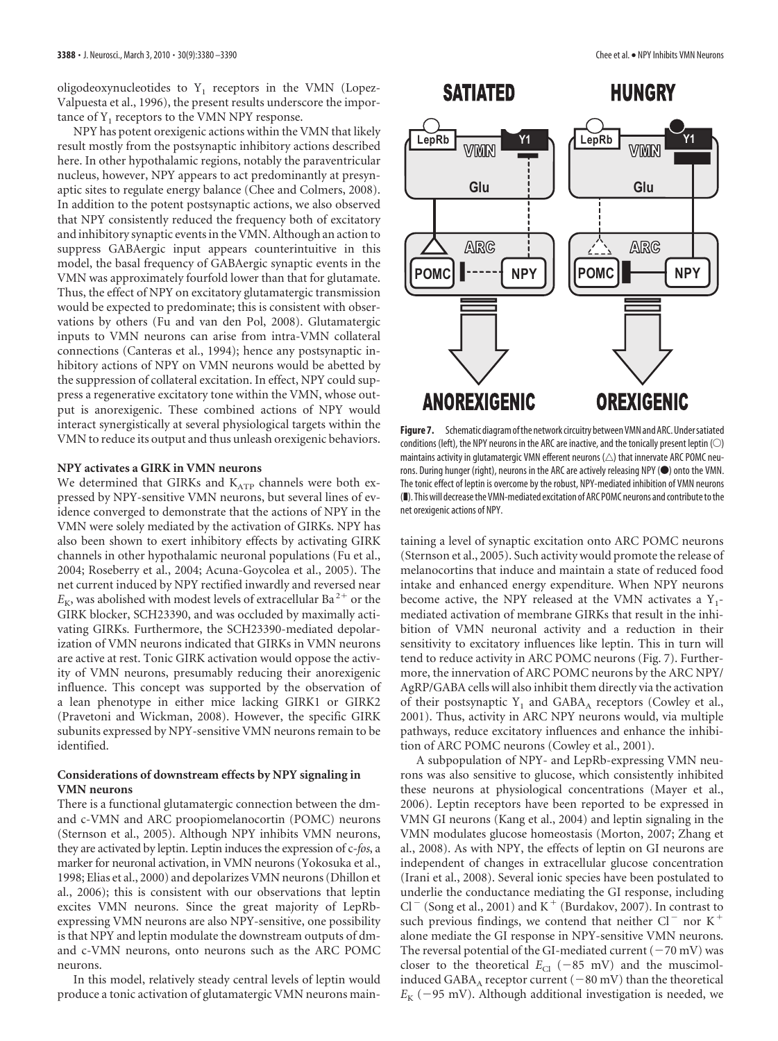oligodeoxynucleotides to $Y_1$ receptors in the VMN (Lopez-Valpuesta et al., 1996), the present results underscore the importance of $Y_1$ receptors to the VMN NPY response.

NPY has potent orexigenic actions within the VMN that likely result mostly from the postsynaptic inhibitory actions described here. In other hypothalamic regions, notably the paraventricular nucleus, however, NPY appears to act predominantly at presynaptic sites to regulate energy balance (Chee and Colmers, 2008). In addition to the potent postsynaptic actions, we also observed that NPY consistently reduced the frequency both of excitatory and inhibitory synaptic events in the VMN. Although an action to suppress GABAergic input appears counterintuitive in this model, the basal frequency of GABAergic synaptic events in the VMN was approximately fourfold lower than that for glutamate. Thus, the effect of NPY on excitatory glutamatergic transmission would be expected to predominate; this is consistent with observations by others (Fu and van den Pol, 2008). Glutamatergic inputs to VMN neurons can arise from intra-VMN collateral connections (Canteras et al., 1994); hence any postsynaptic inhibitory actions of NPY on VMN neurons would be abetted by the suppression of collateral excitation. In effect, NPY could suppress a regenerative excitatory tone within the VMN, whose output is anorexigenic. These combined actions of NPY would interact synergistically at several physiological targets within the VMN to reduce its output and thus unleash orexigenic behaviors.

### NPY activates a GIRK in VMN neurons

We determined that GIRKs and $K_{ATP}$ channels were both expressed by NPY-sensitive VMN neurons, but several lines of evidence converged to demonstrate that the actions of NPY in the VMN were solely mediated by the activation of GIRKs. NPY has also been shown to exert inhibitory effects by activating GIRK channels in other hypothalamic neuronal populations (Fu et al., 2004; Roseberry et al., 2004; Acuna-Goycolea et al., 2005). The net current induced by NPY rectified inwardly and reversed near $E_K$, was abolished with modest levels of extracellular $Ba^{2+}$ or the GIRK blocker, SCH23390, and was occluded by maximally activating GIRKs. Furthermore, the SCH23390-mediated depolarization of VMN neurons indicated that GIRKs in VMN neurons are active at rest. Tonic GIRK activation would oppose the activity of VMN neurons, presumably reducing their anorexigenic influence. This concept was supported by the observation of a lean phenotype in either mice lacking GIRK1 or GIRK2 (Pravetoni and Wickman, 2008). However, the specific GIRK subunits expressed by NPY-sensitive VMN neurons remain to be identified.

### Considerations of downstream effects by NPY signaling in VMN neurons

There is a functional glutamatergic connection between the dm- and c-VMN and ARC proopiomelanocortin (POMC) neurons (Sternson et al., 2005). Although NPY inhibits VMN neurons, they are activated by leptin. Leptin induces the expression of c-*fos*, a marker for neuronal activation, in VMN neurons (Yokosuka et al., 1998; Elias et al., 2000) and depolarizes VMN neurons (Dhillon et al., 2006); this is consistent with our observations that leptin excites VMN neurons. Since the great majority of LepRb-expressing VMN neurons are also NPY-sensitive, one possibility is that NPY and leptin modulate the downstream outputs of dm- and c-VMN neurons, onto neurons such as the ARC POMC neurons.

In this model, relatively steady central levels of leptin would produce a tonic activation of glutamatergic VMN neurons maintaining a level of synaptic excitation onto ARC POMC neurons (Sternson et al., 2005). Such activity would promote the release of melanocortins that induce and maintain a state of reduced food intake and enhanced energy expenditure. When NPY neurons become active, the NPY released at the VMN activates a $Y_1$-mediated activation of membrane GIRKs that result in the inhibition of VMN neuronal activity and a reduction in their sensitivity to excitatory influences like leptin. This in turn will tend to reduce activity in ARC POMC neurons (Fig. 7). Furthermore, the innervation of ARC POMC neurons by the ARC NPY/AgRP/GABA cells will also inhibit them directly via the activation of their postsynaptic $Y_1$ and $GABA_A$ receptors (Cowley et al., 2001). Thus, activity in ARC NPY neurons would, via multiple pathways, reduce excitatory influences and enhance the inhibition of ARC POMC neurons (Cowley et al., 2001).

**Figure 7.** Schematic diagram of the network circuitry between VMN and ARC. Under satiated conditions (left), the NPY neurons in the ARC are inactive, and the tonically present leptin (○) maintains activity in glutamatergic VMN efferent neurons (△) that innervate ARC POMC neurons. During hunger (right), neurons in the ARC are actively releasing NPY (●) onto the VMN. The tonic effect of leptin is overcome by the robust, NPY-mediated inhibition of VMN neurons (▮). This will decrease the VMN-mediated excitation of ARC POMC neurons and contribute to the net orexigenic actions of NPY.

A subpopulation of NPY- and LepRb-expressing VMN neurons was also sensitive to glucose, which consistently inhibited these neurons at physiological concentrations (Mayer et al., 2006). Leptin receptors have been reported to be expressed in VMN GI neurons (Kang et al., 2004) and leptin signaling in the VMN modulates glucose homeostasis (Morton, 2007; Zhang et al., 2008). As with NPY, the effects of leptin on GI neurons are independent of changes in extracellular glucose concentration (Irani et al., 2008). Several ionic species have been postulated to underlie the conductance mediating the GI response, including $Cl^-$ (Song et al., 2001) and $K^+$ (Burdakov, 2007). In contrast to such previous findings, we contend that neither $Cl^-$ nor $K^+$ alone mediate the GI response in NPY-sensitive VMN neurons. The reversal potential of the GI-mediated current (−70 mV) was closer to the theoretical $E_{Cl}$ (−85 mV) and the muscimol-induced $GABA_A$ receptor current (−80 mV) than the theoretical $E_K$ (−95 mV). Although additional investigation is needed, we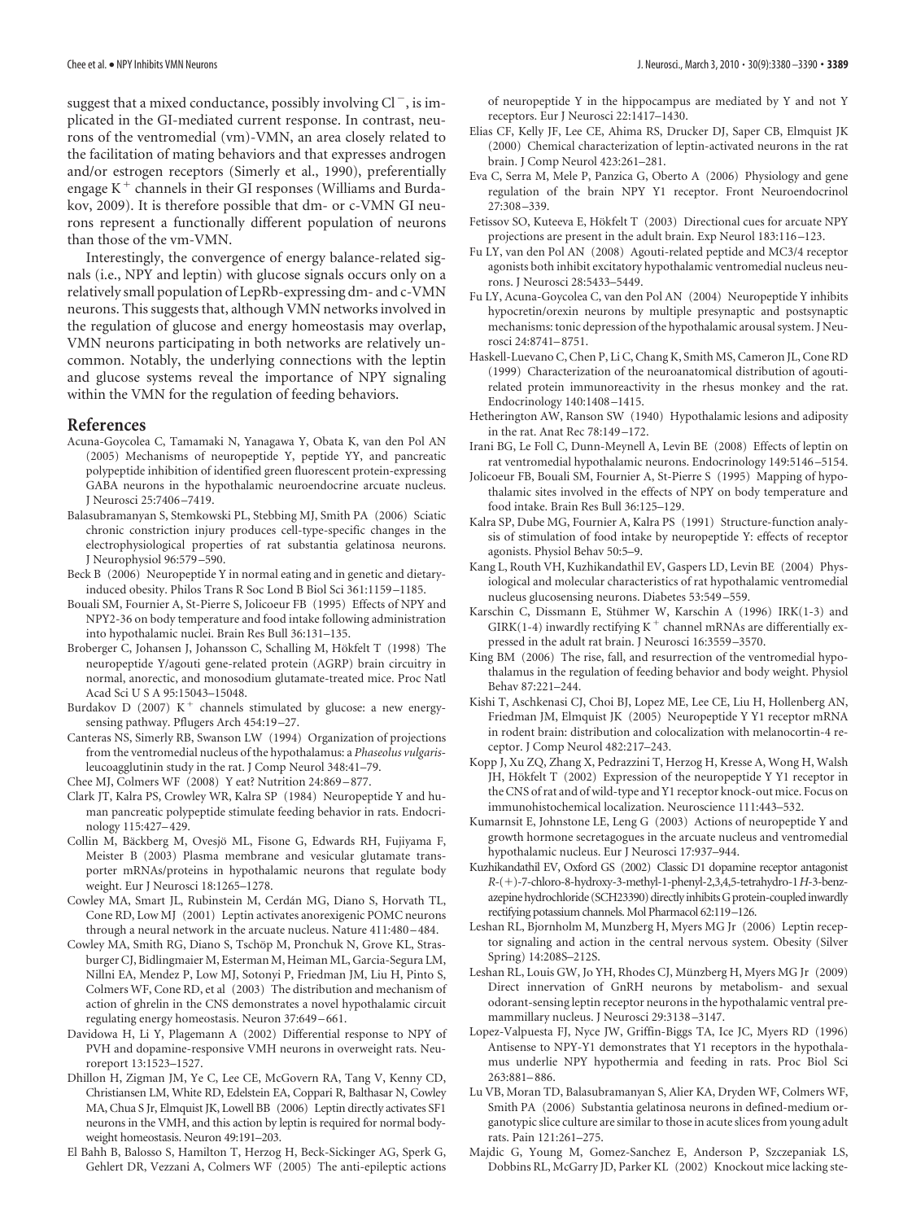suggest that a mixed conductance, possibly involving $Cl^-$, is implicated in the GI-mediated current response. In contrast, neurons of the ventromedial (vm)-VMN, an area closely related to the facilitation of mating behaviors and that expresses androgen and/or estrogen receptors (Simerly et al., 1990), preferentially engage $K^+$ channels in their GI responses (Williams and Burdakov, 2009). It is therefore possible that dm- or c-VMN GI neurons represent a functionally different population of neurons than those of the vm-VMN.

Interestingly, the convergence of energy balance-related signals (i.e., NPY and leptin) with glucose signals occurs only on a relatively small population of LepRb-expressing dm- and c-VMN neurons. This suggests that, although VMN networks involved in the regulation of glucose and energy homeostasis may overlap, VMN neurons participating in both networks are relatively uncommon. Notably, the underlying connections with the leptin and glucose systems reveal the importance of NPY signaling within the VMN for the regulation of feeding behaviors.

## References

Acuna-Goycolea C, Tamamaki N, Yanagawa Y, Obata K, van den Pol AN (2005) Mechanisms of neuropeptide Y, peptide YY, and pancreatic polypeptide inhibition of identified green fluorescent protein-expressing GABA neurons in the hypothalamic neuroendocrine arcuate nucleus. J Neurosci 25:7406–7419.

Balasubramanyan S, Stemkowski PL, Stebbing MJ, Smith PA (2006) Sciatic chronic constriction injury produces cell-type-specific changes in the electrophysiological properties of rat substantia gelatinosa neurons. J Neurophysiol 96:579–590.

Beck B (2006) Neuropeptide Y in normal eating and in genetic and dietary-induced obesity. Philos Trans R Soc Lond B Biol Sci 361:1159–1185.

Bouali SM, Fournier A, St-Pierre S, Jolicoeur FB (1995) Effects of NPY and NPY2-36 on body temperature and food intake following administration into hypothalamic nuclei. Brain Res Bull 36:131–135.

Broberger C, Johansen J, Johansson C, Schalling M, Hökfelt T (1998) The neuropeptide Y/agouti gene-related protein (AGRP) brain circuitry in normal, anorectic, and monosodium glutamate-treated mice. Proc Natl Acad Sci U S A 95:15043–15048.

Burdakov D (2007) $K^+$ channels stimulated by glucose: a new energy-sensing pathway. Pflugers Arch 454:19–27.

Canteras NS, Simerly RB, Swanson LW (1994) Organization of projections from the ventromedial nucleus of the hypothalamus: a *Phaseolus vulgaris*-leucoagglutinin study in the rat. J Comp Neurol 348:41–79.

Chee MJ, Colmers WF (2008) Y eat? Nutrition 24:869–877.

Clark JT, Kalra PS, Crowley WR, Kalra SP (1984) Neuropeptide Y and human pancreatic polypeptide stimulate feeding behavior in rats. Endocrinology 115:427–429.

Collin M, Bäckberg M, Ovesjö ML, Fisone G, Edwards RH, Fujiyama F, Meister B (2003) Plasma membrane and vesicular glutamate transporter mRNAs/proteins in hypothalamic neurons that regulate body weight. Eur J Neurosci 18:1265–1278.

Cowley MA, Smart JL, Rubinstein M, Cerdán MG, Diano S, Horvath TL, Cone RD, Low MJ (2001) Leptin activates anorexigenic POMC neurons through a neural network in the arcuate nucleus. Nature 411:480–484.

Cowley MA, Smith RG, Diano S, Tschöp M, Pronchuk N, Grove KL, Strasburger CJ, Bidlingmaier M, Esterman M, Heiman ML, Garcia-Segura LM, Nillni EA, Mendez P, Low MJ, Sotonyi P, Friedman JM, Liu H, Pinto S, Colmers WF, Cone RD, et al (2003) The distribution and mechanism of action of ghrelin in the CNS demonstrates a novel hypothalamic circuit regulating energy homeostasis. Neuron 37:649–661.

Davidowa H, Li Y, Plagemann A (2002) Differential response to NPY of PVH and dopamine-responsive VMH neurons in overweight rats. Neuroreport 13:1523–1527.

Dhillon H, Zigman JM, Ye C, Lee CE, McGovern RA, Tang V, Kenny CD, Christiansen LM, White RD, Edelstein EA, Coppari R, Balthasar N, Cowley MA, Chua S Jr, Elmquist JK, Lowell BB (2006) Leptin directly activates SF1 neurons in the VMH, and this action by leptin is required for normal body-weight homeostasis. Neuron 49:191–203.

El Bahh B, Balosso S, Hamilton T, Herzog H, Beck-Sickinger AG, Sperk G, Gehlert DR, Vezzani A, Colmers WF (2005) The anti-epileptic actions of neuropeptide Y in the hippocampus are mediated by Y and not Y receptors. Eur J Neurosci 22:1417–1430.

Elias CF, Kelly JF, Lee CE, Ahima RS, Drucker DJ, Saper CB, Elmquist JK (2000) Chemical characterization of leptin-activated neurons in the rat brain. J Comp Neurol 423:261–281.

Eva C, Serra M, Mele P, Panzica G, Oberto A (2006) Physiology and gene regulation of the brain NPY Y1 receptor. Front Neuroendocrinol 27:308–339.

Fetissov SO, Kuteeva E, Hökfelt T (2003) Directional cues for arcuate NPY projections are present in the adult brain. Exp Neurol 183:116–123.

Fu LY, van den Pol AN (2008) Agouti-related peptide and MC3/4 receptor agonists both inhibit excitatory hypothalamic ventromedial nucleus neurons. J Neurosci 28:5433–5449.

Fu LY, Acuna-Goycolea C, van den Pol AN (2004) Neuropeptide Y inhibits hypocretin/orexin neurons by multiple presynaptic and postsynaptic mechanisms: tonic depression of the hypothalamic arousal system. J Neurosci 24:8741–8751.

Haskell-Luevano C, Chen P, Li C, Chang K, Smith MS, Cameron JL, Cone RD (1999) Characterization of the neuroanatomical distribution of agouti-related protein immunoreactivity in the rhesus monkey and the rat. Endocrinology 140:1408–1415.

Hetherington AW, Ranson SW (1940) Hypothalamic lesions and adiposity in the rat. Anat Rec 78:149–172.

Irani BG, Le Foll C, Dunn-Meynell A, Levin BE (2008) Effects of leptin on rat ventromedial hypothalamic neurons. Endocrinology 149:5146–5154.

Jolicoeur FB, Bouali SM, Fournier A, St-Pierre S (1995) Mapping of hypothalamic sites involved in the effects of NPY on body temperature and food intake. Brain Res Bull 36:125–129.

Kalra SP, Dube MG, Fournier A, Kalra PS (1991) Structure-function analysis of stimulation of food intake by neuropeptide Y: effects of receptor agonists. Physiol Behav 50:5–9.

Kang L, Routh VH, Kuzhikandathil EV, Gaspers LD, Levin BE (2004) Physiological and molecular characteristics of rat hypothalamic ventromedial nucleus glucosensing neurons. Diabetes 53:549–559.

Karschin C, Dissmann E, Stühmer W, Karschin A (1996) IRK(1-3) and GIRK(1-4) inwardly rectifying $K^+$ channel mRNAs are differentially expressed in the adult rat brain. J Neurosci 16:3559–3570.

King BM (2006) The rise, fall, and resurrection of the ventromedial hypothalamus in the regulation of feeding behavior and body weight. Physiol Behav 87:221–244.

Kishi T, Aschkenasi CJ, Choi BJ, Lopez ME, Lee CE, Liu H, Hollenberg AN, Friedman JM, Elmquist JK (2005) Neuropeptide Y Y1 receptor mRNA in rodent brain: distribution and colocalization with melanocortin-4 receptor. J Comp Neurol 482:217–243.

Kopp J, Xu ZQ, Zhang X, Pedrazzini T, Herzog H, Kresse A, Wong H, Walsh JH, Hökfelt T (2002) Expression of the neuropeptide Y Y1 receptor in the CNS of rat and of wild-type and Y1 receptor knock-out mice. Focus on immunohistochemical localization. Neuroscience 111:443–532.

Kumarnsit E, Johnstone LE, Leng G (2003) Actions of neuropeptide Y and growth hormone secretagogues in the arcuate nucleus and ventromedial hypothalamic nucleus. Eur J Neurosci 17:937–944.

Kuzhikandathil EV, Oxford GS (2002) Classic D1 dopamine receptor antagonist *R*-(+)-7-chloro-8-hydroxy-3-methyl-1-phenyl-2,3,4,5-tetrahydro-1*H*-3-benzazepine hydrochloride (SCH23390) directly inhibits G protein-coupled inwardly rectifying potassium channels. Mol Pharmacol 62:119–126.

Leshan RL, Bjornholm M, Munzberg H, Myers MG Jr (2006) Leptin receptor signaling and action in the central nervous system. Obesity (Silver Spring) 14:208S–212S.

Leshan RL, Louis GW, Jo YH, Rhodes CJ, Münzberg H, Myers MG Jr (2009) Direct innervation of GnRH neurons by metabolism- and sexual odorant-sensing leptin receptor neurons in the hypothalamic ventral premammillary nucleus. J Neurosci 29:3138–3147.

Lopez-Valpuesta FJ, Nyce JW, Griffin-Biggs TA, Ice JC, Myers RD (1996) Antisense to NPY-Y1 demonstrates that Y1 receptors in the hypothalamus underlie NPY hypothermia and feeding in rats. Proc Biol Sci 263:881–886.

Lu VB, Moran TD, Balasubramanyan S, Alier KA, Dryden WF, Colmers WF, Smith PA (2006) Substantia gelatinosa neurons in defined-medium organotypic slice culture are similar to those in acute slices from young adult rats. Pain 121:261–275.

Majdic G, Young M, Gomez-Sanchez E, Anderson P, Szczepaniak LS, Dobbins RL, McGarry JD, Parker KL (2002) Knockout mice lacking ste-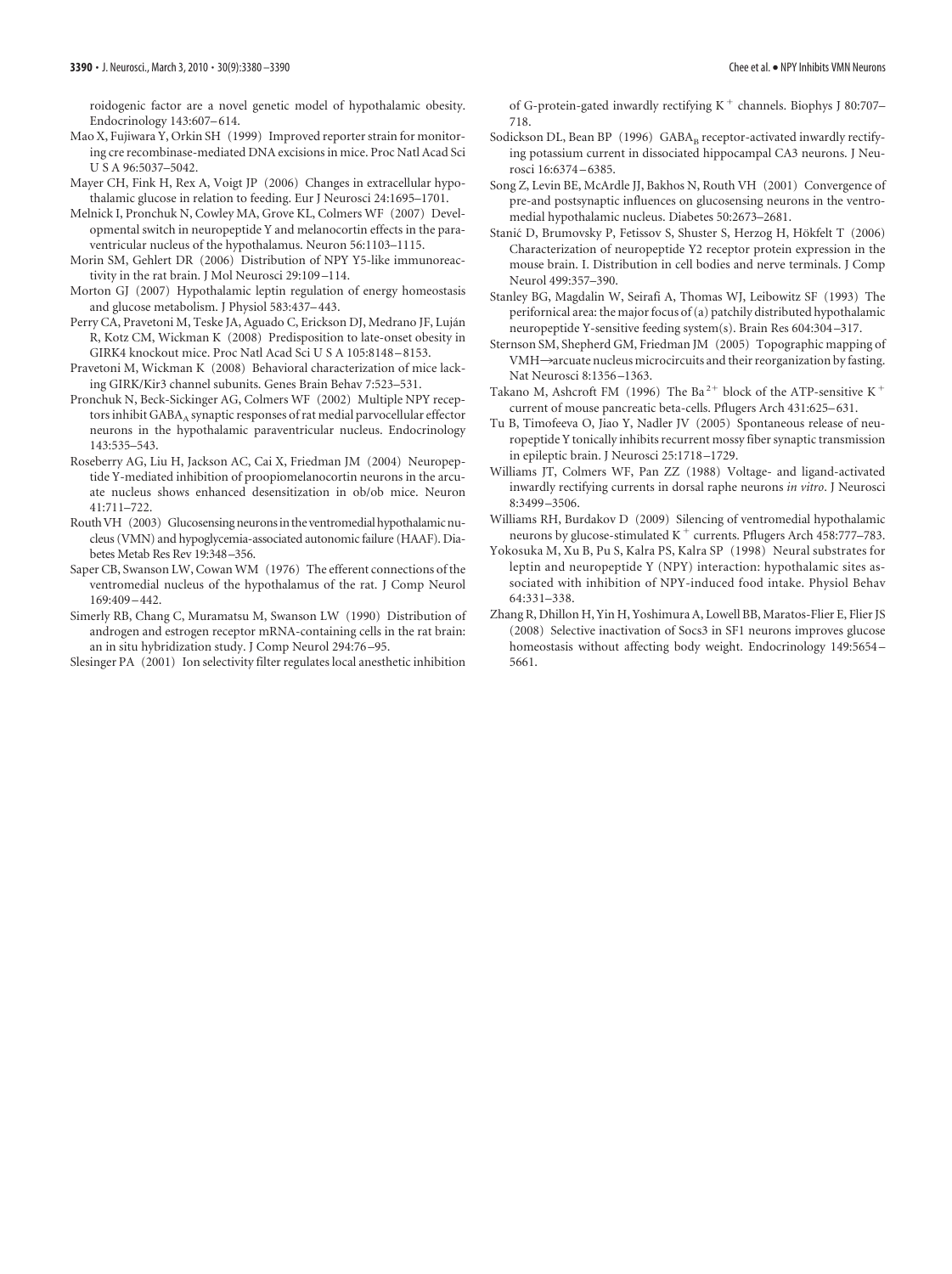roidogenic factor are a novel genetic model of hypothalamic obesity. Endocrinology 143:607–614.

Mao X, Fujiwara Y, Orkin SH (1999) Improved reporter strain for monitoring cre recombinase-mediated DNA excisions in mice. Proc Natl Acad Sci U S A 96:5037–5042.

Mayer CH, Fink H, Rex A, Voigt JP (2006) Changes in extracellular hypothalamic glucose in relation to feeding. Eur J Neurosci 24:1695–1701.

Melnick I, Pronchuk N, Cowley MA, Grove KL, Colmers WF (2007) Developmental switch in neuropeptide Y and melanocortin effects in the paraventricular nucleus of the hypothalamus. Neuron 56:1103–1115.

Morin SM, Gehlert DR (2006) Distribution of NPY Y5-like immunoreactivity in the rat brain. J Mol Neurosci 29:109–114.

Morton GJ (2007) Hypothalamic leptin regulation of energy homeostasis and glucose metabolism. J Physiol 583:437–443.

Perry CA, Pravetoni M, Teske JA, Aguado C, Erickson DJ, Medrano JF, Luján R, Kotz CM, Wickman K (2008) Predisposition to late-onset obesity in GIRK4 knockout mice. Proc Natl Acad Sci U S A 105:8148–8153.

Pravetoni M, Wickman K (2008) Behavioral characterization of mice lacking GIRK/Kir3 channel subunits. Genes Brain Behav 7:523–531.

Pronchuk N, Beck-Sickinger AG, Colmers WF (2002) Multiple NPY receptors inhibit $GABA_A$ synaptic responses of rat medial parvocellular effector neurons in the hypothalamic paraventricular nucleus. Endocrinology 143:535–543.

Roseberry AG, Liu H, Jackson AC, Cai X, Friedman JM (2004) Neuropeptide Y-mediated inhibition of proopiomelanocortin neurons in the arcuate nucleus shows enhanced desensitization in ob/ob mice. Neuron 41:711–722.

Routh VH (2003) Glucosensing neurons in the ventromedial hypothalamic nucleus (VMN) and hypoglycemia-associated autonomic failure (HAAF). Diabetes Metab Res Rev 19:348–356.

Saper CB, Swanson LW, Cowan WM (1976) The efferent connections of the ventromedial nucleus of the hypothalamus of the rat. J Comp Neurol 169:409–442.

Simerly RB, Chang C, Muramatsu M, Swanson LW (1990) Distribution of androgen and estrogen receptor mRNA-containing cells in the rat brain: an in situ hybridization study. J Comp Neurol 294:76–95.

Slesinger PA (2001) Ion selectivity filter regulates local anesthetic inhibition of G-protein-gated inwardly rectifying $K^+$ channels. Biophys J 80:707–718.

Sodickson DL, Bean BP (1996) $GABA_B$ receptor-activated inwardly rectifying potassium current in dissociated hippocampal CA3 neurons. J Neurosci 16:6374–6385.

Song Z, Levin BE, McArdle JJ, Bakhos N, Routh VH (2001) Convergence of pre- and postsynaptic influences on glucosensing neurons in the ventromedial hypothalamic nucleus. Diabetes 50:2673–2681.

Stanić D, Brumovsky P, Fetissov S, Shuster S, Herzog H, Hökfelt T (2006) Characterization of neuropeptide Y2 receptor protein expression in the mouse brain. I. Distribution in cell bodies and nerve terminals. J Comp Neurol 499:357–390.

Stanley BG, Magdalin W, Seirafi A, Thomas WJ, Leibowitz SF (1993) The perifornical area: the major focus of (a) patchily distributed hypothalamic neuropeptide Y-sensitive feeding system(s). Brain Res 604:304–317.

Sternson SM, Shepherd GM, Friedman JM (2005) Topographic mapping of VMH→arcuate nucleus microcircuits and their reorganization by fasting. Nat Neurosci 8:1356–1363.

Takano M, Ashcroft FM (1996) The $Ba^{2+}$ block of the ATP-sensitive $K^+$ current of mouse pancreatic beta-cells. Pflugers Arch 431:625–631.

Tu B, Timofeeva O, Jiao Y, Nadler JV (2005) Spontaneous release of neuropeptide Y tonically inhibits recurrent mossy fiber synaptic transmission in epileptic brain. J Neurosci 25:1718–1729.

Williams JT, Colmers WF, Pan ZZ (1988) Voltage- and ligand-activated inwardly rectifying currents in dorsal raphe neurons *in vitro*. J Neurosci 8:3499–3506.

Williams RH, Burdakov D (2009) Silencing of ventromedial hypothalamic neurons by glucose-stimulated $K^+$ currents. Pflugers Arch 458:777–783.

Yokosuka M, Xu B, Pu S, Kalra PS, Kalra SP (1998) Neural substrates for leptin and neuropeptide Y (NPY) interaction: hypothalamic sites associated with inhibition of NPY-induced food intake. Physiol Behav 64:331–338.

Zhang R, Dhillon H, Yin H, Yoshimura A, Lowell BB, Maratos-Flier E, Flier JS (2008) Selective inactivation of Socs3 in SF1 neurons improves glucose homeostasis without affecting body weight. Endocrinology 149:5654–5661.